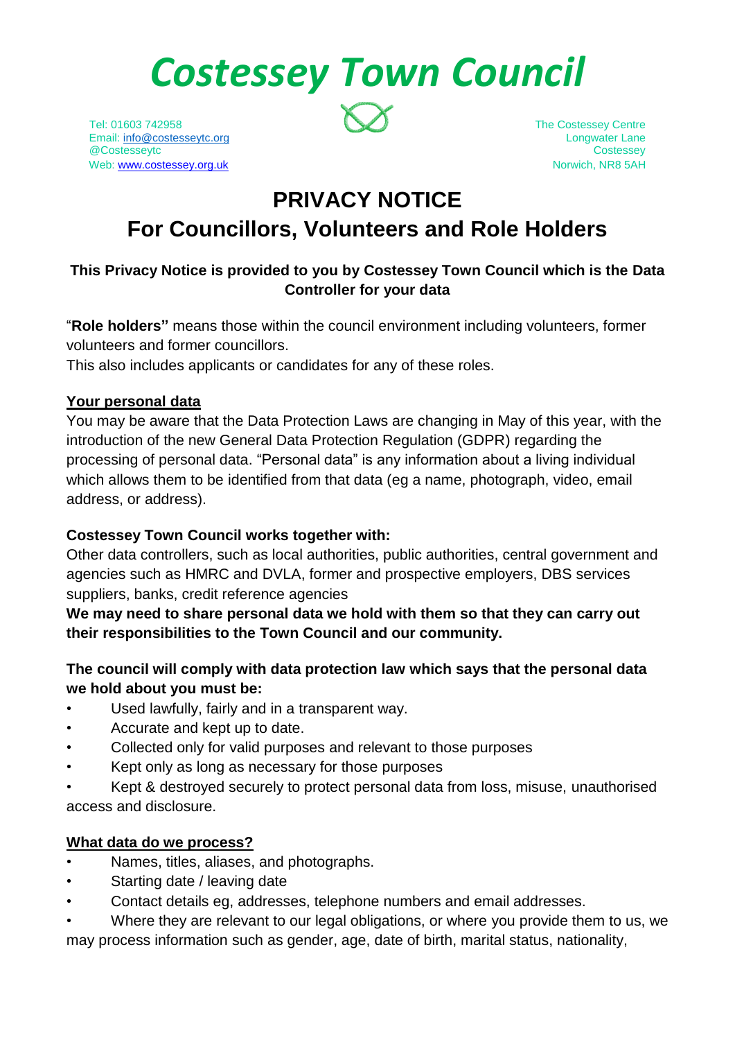# Costessey Town Council

Tel: 01603 742958
Email: info@costesseytc.org
@Costesseytc
Web: www.costessey.org.uk

The Costessey Centre
Longwater Lane
Costessey
Norwich, NR8 5AH

## PRIVACY NOTICE
## For Councillors, Volunteers and Role Holders

**This Privacy Notice is provided to you by Costessey Town Council which is the Data Controller for your data**

"**Role holders"** means those within the council environment including volunteers, former volunteers and former councillors.
This also includes applicants or candidates for any of these roles.

### Your personal data

You may be aware that the Data Protection Laws are changing in May of this year, with the introduction of the new General Data Protection Regulation (GDPR) regarding the processing of personal data. "Personal data" is any information about a living individual which allows them to be identified from that data (eg a name, photograph, video, email address, or address).

**Costessey Town Council works together with:**

Other data controllers, such as local authorities, public authorities, central government and agencies such as HMRC and DVLA, former and prospective employers, DBS services suppliers, banks, credit reference agencies

**We may need to share personal data we hold with them so that they can carry out their responsibilities to the Town Council and our community.**

**The council will comply with data protection law which says that the personal data we hold about you must be:**

- Used lawfully, fairly and in a transparent way.
- Accurate and kept up to date.
- Collected only for valid purposes and relevant to those purposes
- Kept only as long as necessary for those purposes
- Kept & destroyed securely to protect personal data from loss, misuse, unauthorised access and disclosure.

### What data do we process?

- Names, titles, aliases, and photographs.
- Starting date / leaving date
- Contact details eg, addresses, telephone numbers and email addresses.
- Where they are relevant to our legal obligations, or where you provide them to us, we may process information such as gender, age, date of birth, marital status, nationality,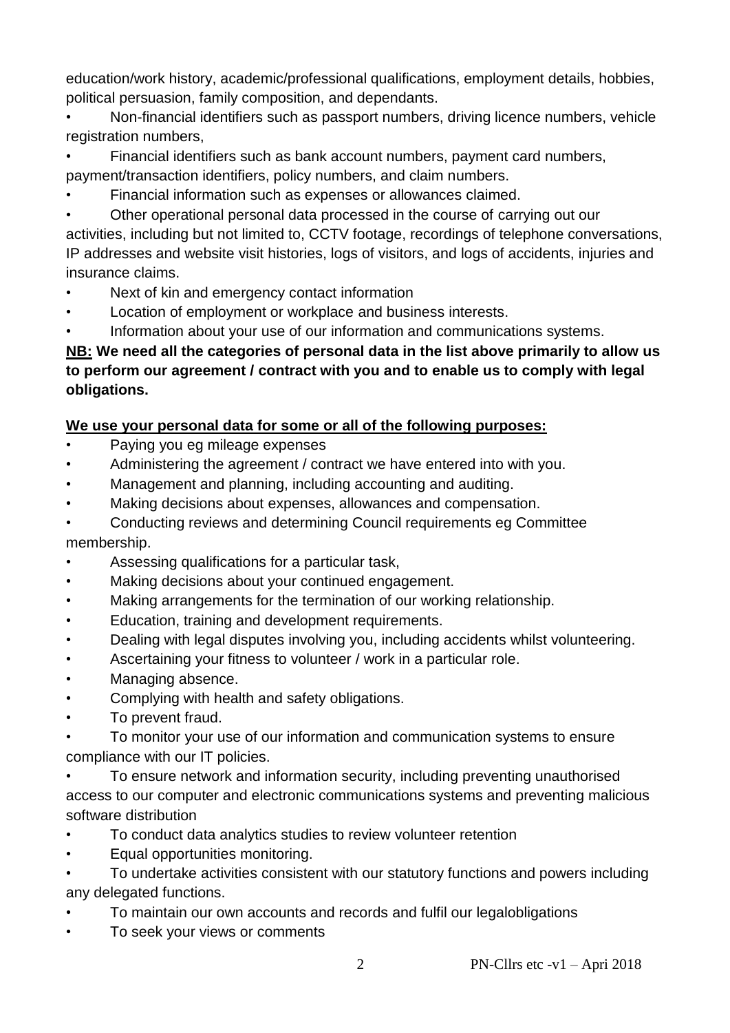education/work history, academic/professional qualifications, employment details, hobbies, political persuasion, family composition, and dependants.

- Non-financial identifiers such as passport numbers, driving licence numbers, vehicle registration numbers,
- Financial identifiers such as bank account numbers, payment card numbers, payment/transaction identifiers, policy numbers, and claim numbers.
- Financial information such as expenses or allowances claimed.
- Other operational personal data processed in the course of carrying out our activities, including but not limited to, CCTV footage, recordings of telephone conversations, IP addresses and website visit histories, logs of visitors, and logs of accidents, injuries and insurance claims.
- Next of kin and emergency contact information
- Location of employment or workplace and business interests.
- Information about your use of our information and communications systems.

**NB: We need all the categories of personal data in the list above primarily to allow us to perform our agreement / contract with you and to enable us to comply with legal obligations.**

**We use your personal data for some or all of the following purposes:**

- Paying you eg mileage expenses
- Administering the agreement / contract we have entered into with you.
- Management and planning, including accounting and auditing.
- Making decisions about expenses, allowances and compensation.
- Conducting reviews and determining Council requirements eg Committee membership.
- Assessing qualifications for a particular task,
- Making decisions about your continued engagement.
- Making arrangements for the termination of our working relationship.
- Education, training and development requirements.
- Dealing with legal disputes involving you, including accidents whilst volunteering.
- Ascertaining your fitness to volunteer / work in a particular role.
- Managing absence.
- Complying with health and safety obligations.
- To prevent fraud.
- To monitor your use of our information and communication systems to ensure compliance with our IT policies.
- To ensure network and information security, including preventing unauthorised access to our computer and electronic communications systems and preventing malicious software distribution
- To conduct data analytics studies to review volunteer retention
- Equal opportunities monitoring.
- To undertake activities consistent with our statutory functions and powers including any delegated functions.
- To maintain our own accounts and records and fulfil our legalobligations
- To seek your views or comments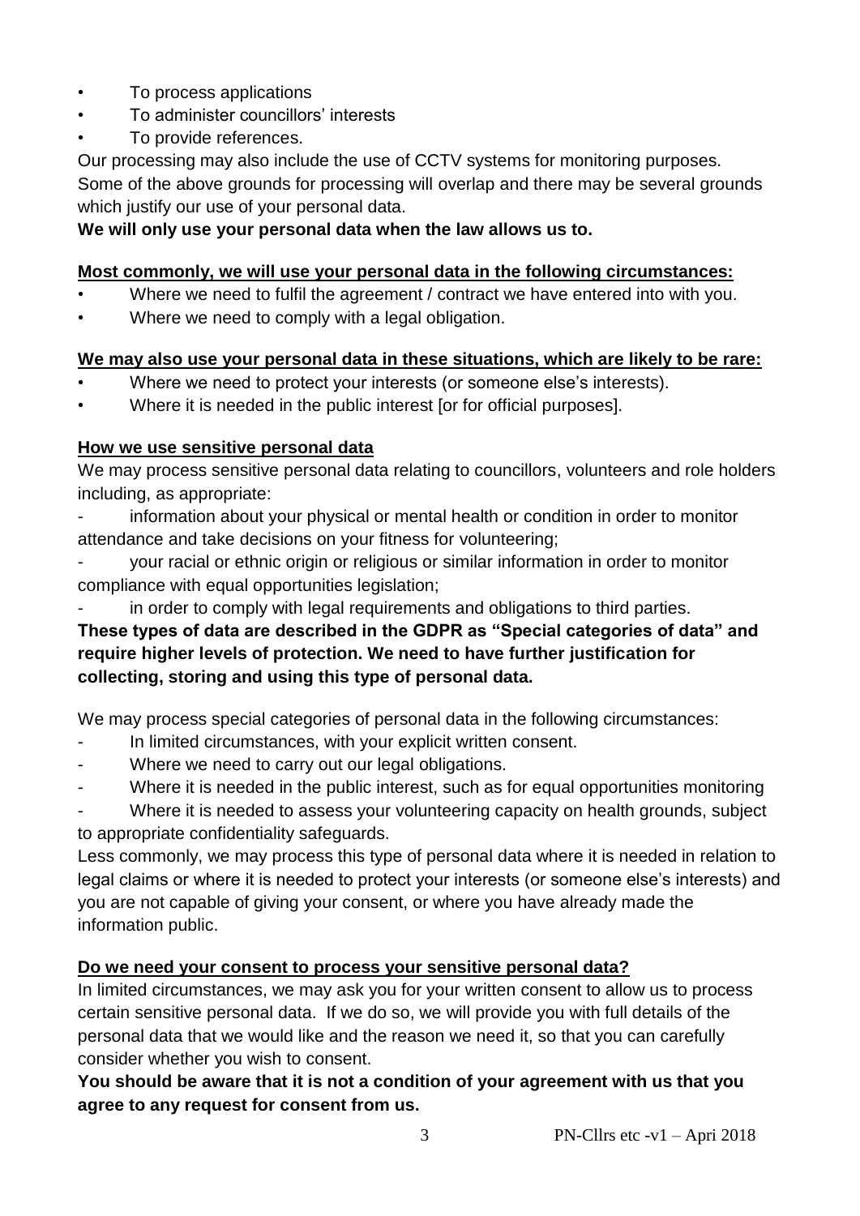- To process applications
- To administer councillors' interests
- To provide references.

Our processing may also include the use of CCTV systems for monitoring purposes.
Some of the above grounds for processing will overlap and there may be several grounds which justify our use of your personal data.

**We will only use your personal data when the law allows us to.**

**Most commonly, we will use your personal data in the following circumstances:**

- Where we need to fulfil the agreement / contract we have entered into with you.
- Where we need to comply with a legal obligation.

**We may also use your personal data in these situations, which are likely to be rare:**

- Where we need to protect your interests (or someone else's interests).
- Where it is needed in the public interest [or for official purposes].

**How we use sensitive personal data**

We may process sensitive personal data relating to councillors, volunteers and role holders including, as appropriate:

- information about your physical or mental health or condition in order to monitor attendance and take decisions on your fitness for volunteering;
- your racial or ethnic origin or religious or similar information in order to monitor compliance with equal opportunities legislation;
- in order to comply with legal requirements and obligations to third parties.

**These types of data are described in the GDPR as "Special categories of data" and require higher levels of protection. We need to have further justification for collecting, storing and using this type of personal data.**

We may process special categories of personal data in the following circumstances:

- In limited circumstances, with your explicit written consent.
- Where we need to carry out our legal obligations.
- Where it is needed in the public interest, such as for equal opportunities monitoring
- Where it is needed to assess your volunteering capacity on health grounds, subject to appropriate confidentiality safeguards.

Less commonly, we may process this type of personal data where it is needed in relation to legal claims or where it is needed to protect your interests (or someone else's interests) and you are not capable of giving your consent, or where you have already made the information public.

**Do we need your consent to process your sensitive personal data?**

In limited circumstances, we may ask you for your written consent to allow us to process certain sensitive personal data. If we do so, we will provide you with full details of the personal data that we would like and the reason we need it, so that you can carefully consider whether you wish to consent.

**You should be aware that it is not a condition of your agreement with us that you agree to any request for consent from us.**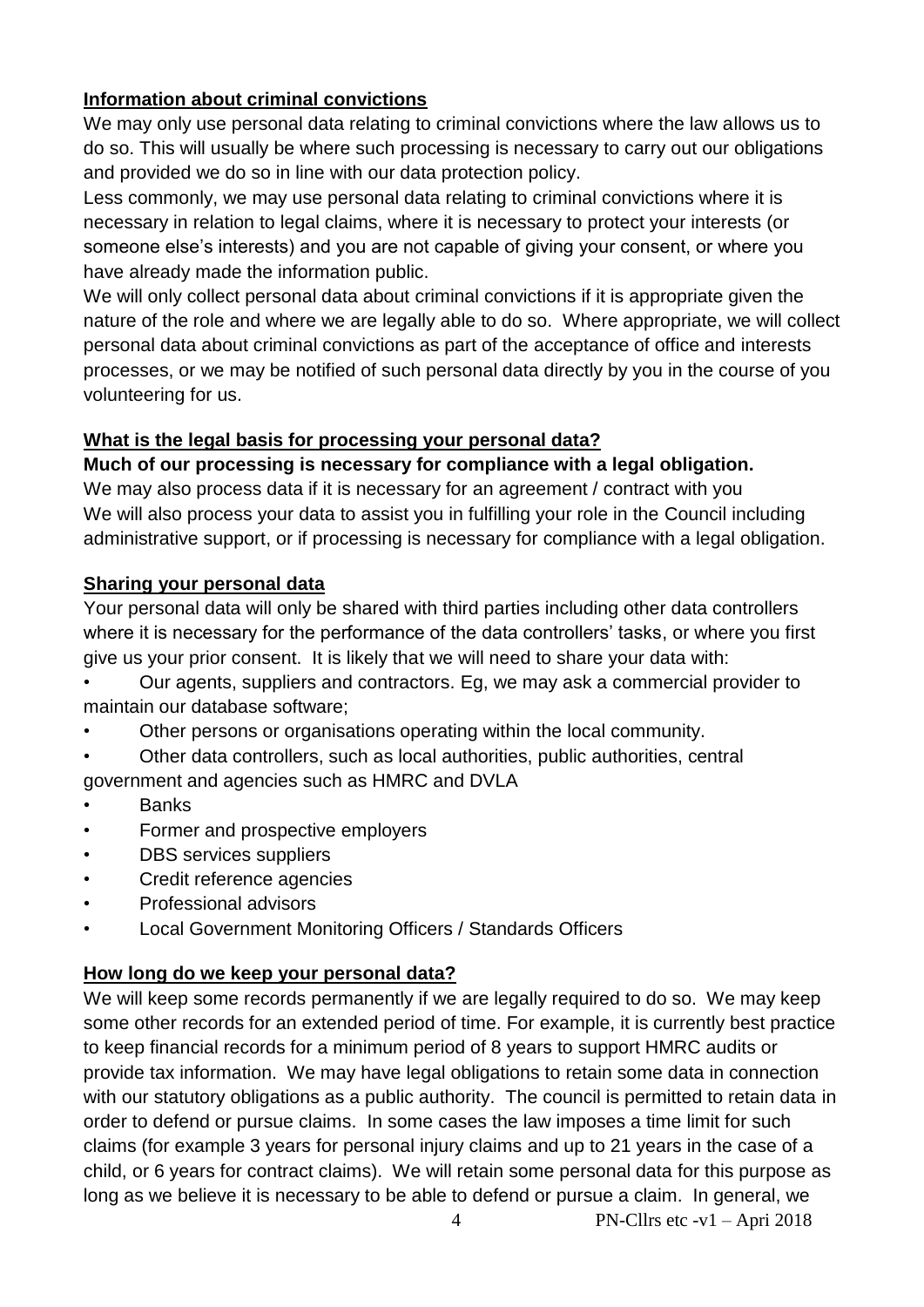## Information about criminal convictions

We may only use personal data relating to criminal convictions where the law allows us to do so. This will usually be where such processing is necessary to carry out our obligations and provided we do so in line with our data protection policy.

Less commonly, we may use personal data relating to criminal convictions where it is necessary in relation to legal claims, where it is necessary to protect your interests (or someone else's interests) and you are not capable of giving your consent, or where you have already made the information public.

We will only collect personal data about criminal convictions if it is appropriate given the nature of the role and where we are legally able to do so. Where appropriate, we will collect personal data about criminal convictions as part of the acceptance of office and interests processes, or we may be notified of such personal data directly by you in the course of you volunteering for us.

## What is the legal basis for processing your personal data?

**Much of our processing is necessary for compliance with a legal obligation.**

We may also process data if it is necessary for an agreement / contract with you

We will also process your data to assist you in fulfilling your role in the Council including administrative support, or if processing is necessary for compliance with a legal obligation.

## Sharing your personal data

Your personal data will only be shared with third parties including other data controllers where it is necessary for the performance of the data controllers' tasks, or where you first give us your prior consent. It is likely that we will need to share your data with:

- Our agents, suppliers and contractors. Eg, we may ask a commercial provider to maintain our database software;
- Other persons or organisations operating within the local community.
- Other data controllers, such as local authorities, public authorities, central government and agencies such as HMRC and DVLA
- Banks
- Former and prospective employers
- DBS services suppliers
- Credit reference agencies
- Professional advisors
- Local Government Monitoring Officers / Standards Officers

## How long do we keep your personal data?

We will keep some records permanently if we are legally required to do so. We may keep some other records for an extended period of time. For example, it is currently best practice to keep financial records for a minimum period of 8 years to support HMRC audits or provide tax information. We may have legal obligations to retain some data in connection with our statutory obligations as a public authority. The council is permitted to retain data in order to defend or pursue claims. In some cases the law imposes a time limit for such claims (for example 3 years for personal injury claims and up to 21 years in the case of a child, or 6 years for contract claims). We will retain some personal data for this purpose as long as we believe it is necessary to be able to defend or pursue a claim. In general, we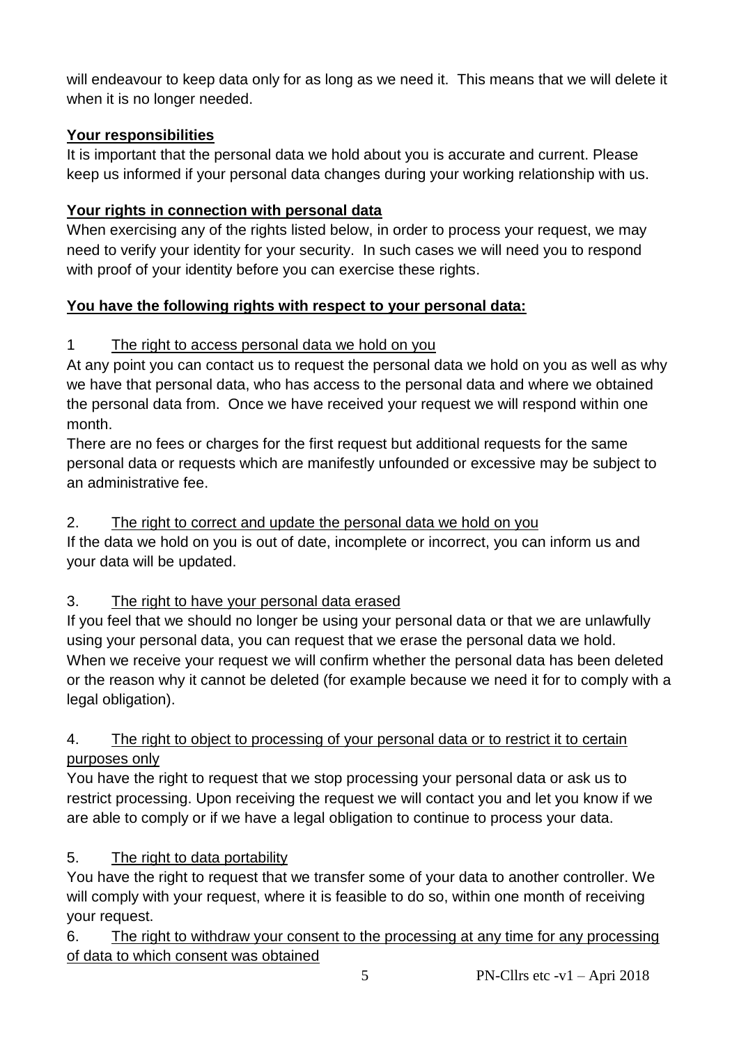will endeavour to keep data only for as long as we need it. This means that we will delete it when it is no longer needed.

**Your responsibilities**

It is important that the personal data we hold about you is accurate and current. Please keep us informed if your personal data changes during your working relationship with us.

**Your rights in connection with personal data**

When exercising any of the rights listed below, in order to process your request, we may need to verify your identity for your security. In such cases we will need you to respond with proof of your identity before you can exercise these rights.

**You have the following rights with respect to your personal data:**

1 The right to access personal data we hold on you

At any point you can contact us to request the personal data we hold on you as well as why we have that personal data, who has access to the personal data and where we obtained the personal data from. Once we have received your request we will respond within one month.

There are no fees or charges for the first request but additional requests for the same personal data or requests which are manifestly unfounded or excessive may be subject to an administrative fee.

2. The right to correct and update the personal data we hold on you

If the data we hold on you is out of date, incomplete or incorrect, you can inform us and your data will be updated.

3. The right to have your personal data erased

If you feel that we should no longer be using your personal data or that we are unlawfully using your personal data, you can request that we erase the personal data we hold. When we receive your request we will confirm whether the personal data has been deleted or the reason why it cannot be deleted (for example because we need it for to comply with a legal obligation).

4. The right to object to processing of your personal data or to restrict it to certain purposes only

You have the right to request that we stop processing your personal data or ask us to restrict processing. Upon receiving the request we will contact you and let you know if we are able to comply or if we have a legal obligation to continue to process your data.

5. The right to data portability

You have the right to request that we transfer some of your data to another controller. We will comply with your request, where it is feasible to do so, within one month of receiving your request.

6. The right to withdraw your consent to the processing at any time for any processing of data to which consent was obtained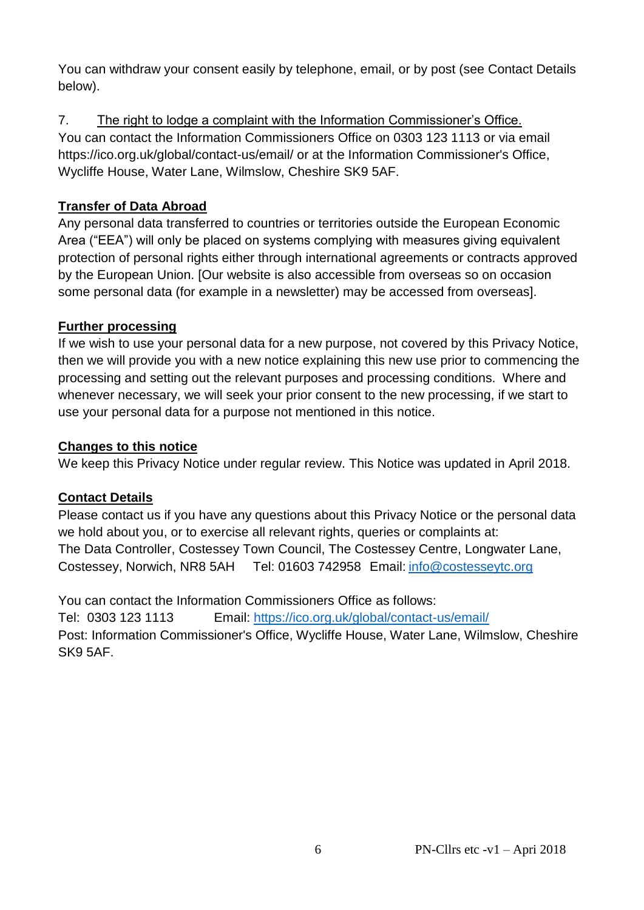You can withdraw your consent easily by telephone, email, or by post (see Contact Details below).

7. The right to lodge a complaint with the Information Commissioner's Office.
You can contact the Information Commissioners Office on 0303 123 1113 or via email https://ico.org.uk/global/contact-us/email/ or at the Information Commissioner's Office, Wycliffe House, Water Lane, Wilmslow, Cheshire SK9 5AF.

**Transfer of Data Abroad**

Any personal data transferred to countries or territories outside the European Economic Area ("EEA") will only be placed on systems complying with measures giving equivalent protection of personal rights either through international agreements or contracts approved by the European Union. [Our website is also accessible from overseas so on occasion some personal data (for example in a newsletter) may be accessed from overseas].

**Further processing**

If we wish to use your personal data for a new purpose, not covered by this Privacy Notice, then we will provide you with a new notice explaining this new use prior to commencing the processing and setting out the relevant purposes and processing conditions. Where and whenever necessary, we will seek your prior consent to the new processing, if we start to use your personal data for a purpose not mentioned in this notice.

**Changes to this notice**

We keep this Privacy Notice under regular review. This Notice was updated in April 2018.

**Contact Details**

Please contact us if you have any questions about this Privacy Notice or the personal data we hold about you, or to exercise all relevant rights, queries or complaints at:
The Data Controller, Costessey Town Council, The Costessey Centre, Longwater Lane, Costessey, Norwich, NR8 5AH Tel: 01603 742958 Email: info@costesseytc.org

You can contact the Information Commissioners Office as follows:
Tel: 0303 123 1113 Email: https://ico.org.uk/global/contact-us/email/
Post: Information Commissioner's Office, Wycliffe House, Water Lane, Wilmslow, Cheshire SK9 5AF.